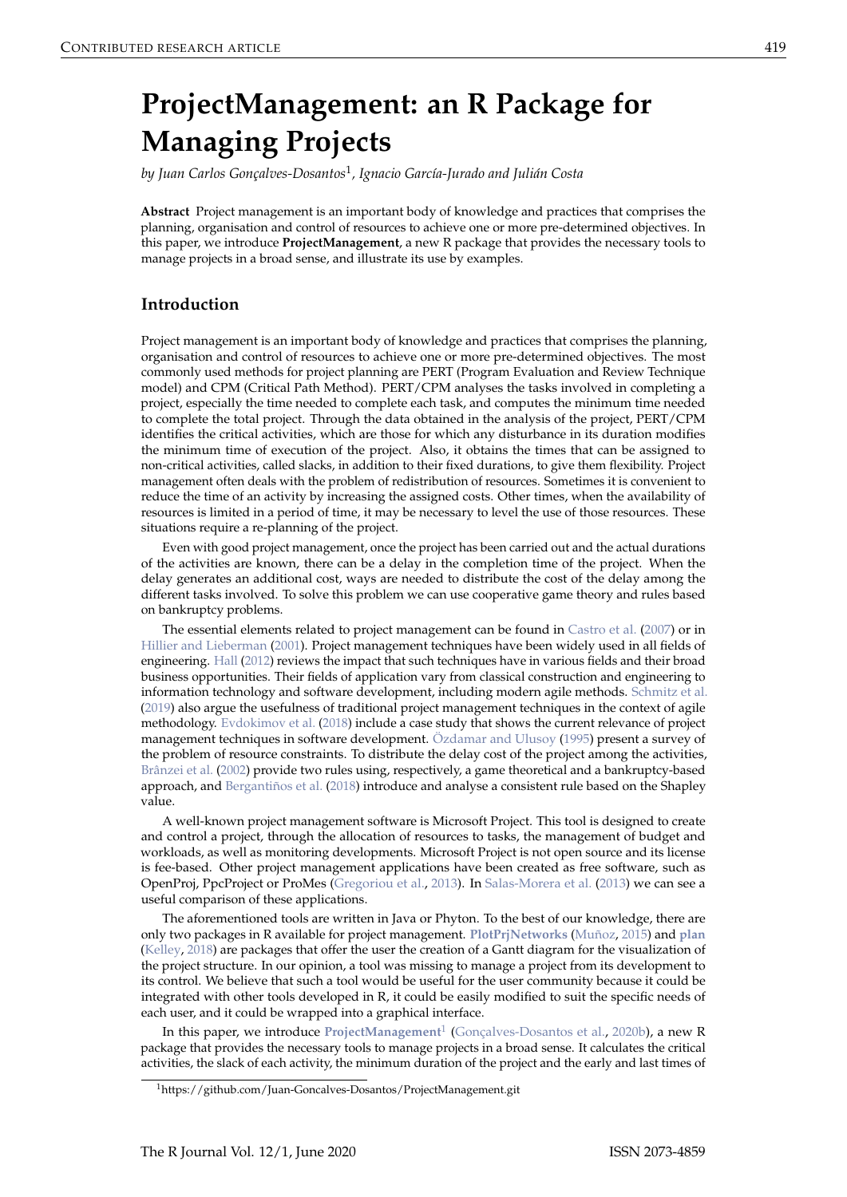# ProjectManagement: an R Package for Managing Projects

*by Juan Carlos Gonçalves-Dosantos[1], Ignacio García-Jurado and Julián Costa*

**Abstract** Project management is an important body of knowledge and practices that comprises the planning, organisation and control of resources to achieve one or more pre-determined objectives. In this paper, we introduce **ProjectManagement**, a new R package that provides the necessary tools to manage projects in a broad sense, and illustrate its use by examples.

## Introduction

Project management is an important body of knowledge and practices that comprises the planning, organisation and control of resources to achieve one or more pre-determined objectives. The most commonly used methods for project planning are PERT (Program Evaluation and Review Technique model) and CPM (Critical Path Method). PERT/CPM analyses the tasks involved in completing a project, especially the time needed to complete each task, and computes the minimum time needed to complete the total project. Through the data obtained in the analysis of the project, PERT/CPM identifies the critical activities, which are those for which any disturbance in its duration modifies the minimum time of execution of the project. Also, it obtains the times that can be assigned to non-critical activities, called slacks, in addition to their fixed durations, to give them flexibility. Project management often deals with the problem of redistribution of resources. Sometimes it is convenient to reduce the time of an activity by increasing the assigned costs. Other times, when the availability of resources is limited in a period of time, it may be necessary to level the use of those resources. These situations require a re-planning of the project.

Even with good project management, once the project has been carried out and the actual durations of the activities are known, there can be a delay in the completion time of the project. When the delay generates an additional cost, ways are needed to distribute the cost of the delay among the different tasks involved. To solve this problem we can use cooperative game theory and rules based on bankruptcy problems.

The essential elements related to project management can be found in Castro et al. (2007) or in Hillier and Lieberman (2001). Project management techniques have been widely used in all fields of engineering. Hall (2012) reviews the impact that such techniques have in various fields and their broad business opportunities. Their fields of application vary from classical construction and engineering to information technology and software development, including modern agile methods. Schmitz et al. (2019) also argue the usefulness of traditional project management techniques in the context of agile methodology. Evdokimov et al. (2018) include a case study that shows the current relevance of project management techniques in software development. Özdamar and Ulusoy (1995) present a survey of the problem of resource constraints. To distribute the delay cost of the project among the activities, Brânzei et al. (2002) provide two rules using, respectively, a game theoretical and a bankruptcy-based approach, and Bergantiños et al. (2018) introduce and analyse a consistent rule based on the Shapley value.

A well-known project management software is Microsoft Project. This tool is designed to create and control a project, through the allocation of resources to tasks, the management of budget and workloads, as well as monitoring developments. Microsoft Project is not open source and its license is fee-based. Other project management applications have been created as free software, such as OpenProj, PpcProject or ProMes (Gregoriou et al., 2013). In Salas-Morera et al. (2013) we can see a useful comparison of these applications.

The aforementioned tools are written in Java or Phyton. To the best of our knowledge, there are only two packages in R available for project management. **PlotPrjNetworks** (Muñoz, 2015) and **plan** (Kelley, 2018) are packages that offer the user the creation of a Gantt diagram for the visualization of the project structure. In our opinion, a tool was missing to manage a project from its development to its control. We believe that such a tool would be useful for the user community because it could be integrated with other tools developed in R, it could be easily modified to suit the specific needs of each user, and it could be wrapped into a graphical interface.

In this paper, we introduce **ProjectManagement**[1] (Gonçalves-Dosantos et al., 2020b), a new R package that provides the necessary tools to manage projects in a broad sense. It calculates the critical activities, the slack of each activity, the minimum duration of the project and the early and last times of

[1] https://github.com/Juan-Goncalves-Dosantos/ProjectManagement.git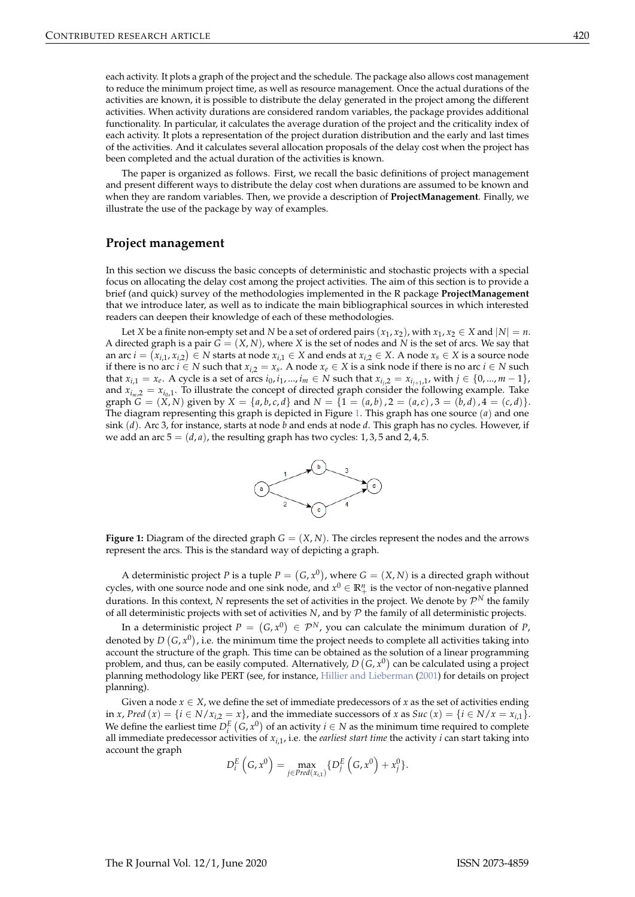each activity. It plots a graph of the project and the schedule. The package also allows cost management to reduce the minimum project time, as well as resource management. Once the actual durations of the activities are known, it is possible to distribute the delay generated in the project among the different activities. When activity durations are considered random variables, the package provides additional functionality. In particular, it calculates the average duration of the project and the criticality index of each activity. It plots a representation of the project duration distribution and the early and last times of the activities. And it calculates several allocation proposals of the delay cost when the project has been completed and the actual duration of the activities is known.

The paper is organized as follows. First, we recall the basic definitions of project management and present different ways to distribute the delay cost when durations are assumed to be known and when they are random variables. Then, we provide a description of **ProjectManagement**. Finally, we illustrate the use of the package by way of examples.

## Project management

In this section we discuss the basic concepts of deterministic and stochastic projects with a special focus on allocating the delay cost among the project activities. The aim of this section is to provide a brief (and quick) survey of the methodologies implemented in the R package **ProjectManagement** that we introduce later, as well as to indicate the main bibliographical sources in which interested readers can deepen their knowledge of each of these methodologies.

Let $X$ be a finite non-empty set and $N$ be a set of ordered pairs $(x_1, x_2)$, with $x_1, x_2 \in X$ and $|N| = n$. A directed graph is a pair $G = (X, N)$, where $X$ is the set of nodes and $N$ is the set of arcs. We say that an arc $i = (x_{i,1}, x_{i,2}) \in N$ starts at node $x_{i,1} \in X$ and ends at $x_{i,2} \in X$. A node $x_s \in X$ is a source node if there is no arc $i \in N$ such that $x_{i,2} = x_s$. A node $x_e \in X$ is a sink node if there is no arc $i \in N$ such that $x_{i,1} = x_e$. A cycle is a set of arcs $i_0, i_1, ..., i_m \in N$ such that $x_{i_j,2} = x_{i_{j+1},1}$, with $j \in \{0, ..., m-1\}$, and $x_{i_m,2} = x_{i_0,1}$. To illustrate the concept of directed graph consider the following example. Take graph $G = (X, N)$ given by $X = \{a, b, c, d\}$ and $N = \{1 = (a, b), 2 = (a, c), 3 = (b, d), 4 = (c, d)\}$. The diagram representing this graph is depicted in Figure 1. This graph has one source $(a)$ and one sink $(d)$. Arc 3, for instance, starts at node $b$ and ends at node $d$. This graph has no cycles. However, if we add an arc $5 = (d, a)$, the resulting graph has two cycles: $1, 3, 5$ and $2, 4, 5$.

**Figure 1:** Diagram of the directed graph $G = (X, N)$. The circles represent the nodes and the arrows represent the arcs. This is the standard way of depicting a graph.

A deterministic project $P$ is a tuple $P = (G, x^0)$, where $G = (X, N)$ is a directed graph without cycles, with one source node and one sink node, and $x^0 \in \mathbb{R}^n_+$ is the vector of non-negative planned durations. In this context, $N$ represents the set of activities in the project. We denote by $\mathcal{P}^N$ the family of all deterministic projects with set of activities $N$, and by $\mathcal{P}$ the family of all deterministic projects.

In a deterministic project $P = (G, x^0) \in \mathcal{P}^N$, you can calculate the minimum duration of $P$, denoted by $D(G, x^0)$, i.e. the minimum time the project needs to complete all activities taking into account the structure of the graph. This time can be obtained as the solution of a linear programming problem, and thus, can be easily computed. Alternatively, $D(G, x^0)$ can be calculated using a project planning methodology like PERT (see, for instance, Hillier and Lieberman (2001) for details on project planning).

Given a node $x \in X$, we define the set of immediate predecessors of $x$ as the set of activities ending in $x$, $Pred(x) = \{i \in N / x_{i,2} = x\}$, and the immediate successors of $x$ as $Suc(x) = \{i \in N / x = x_{i,1}\}$. We define the earliest time $D_i^E(G, x^0)$ of an activity $i \in N$ as the minimum time required to complete all immediate predecessor activities of $x_{i,1}$, i.e. the *earliest start time* the activity $i$ can start taking into account the graph

$$D_i^E\left(G, x^0\right) = \max_{j \in Pred(x_{i,1})} \{D_j^E\left(G, x^0\right) + x_j^0\}.$$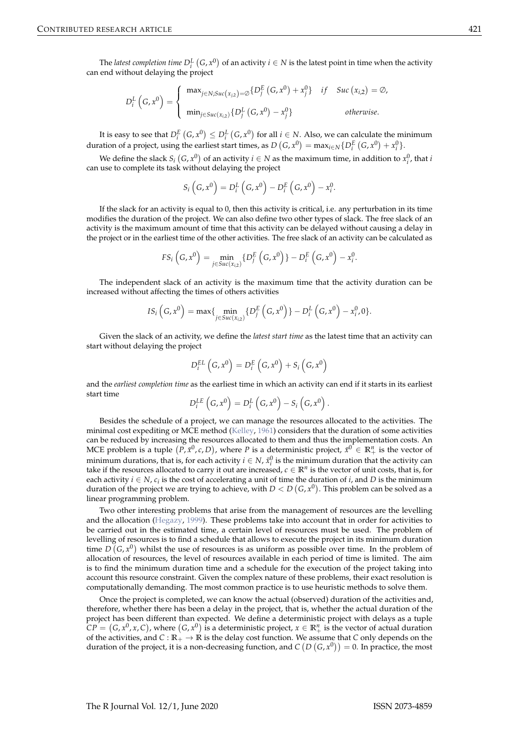The *latest completion time* $D_i^L(G, x^0)$ of an activity $i \in N$ is the latest point in time when the activity can end without delaying the project

$$D_i^L\left(G, x^0\right) = \begin{cases} \max_{j \in N; Suc\left(x_{j,2}\right)=\emptyset} \{D_j^E\left(G, x^0\right) + x_j^0\} & if \quad Suc\left(x_{i,2}\right) = \emptyset, \\ \min_{j \in Suc\left(x_{i,2}\right)} \{D_j^L\left(G, x^0\right) - x_j^0\} & otherwise. \end{cases}$$

It is easy to see that $D_i^E(G, x^0) \leq D_i^L(G, x^0)$ for all $i \in N$. Also, we can calculate the minimum duration of a project, using the earliest start times, as $D(G, x^0) = \max_{i \in N}\{D_i^E(G, x^0) + x_i^0\}$.

We define the slack $S_i(G, x^0)$ of an activity $i \in N$ as the maximum time, in addition to $x_i^0$, that $i$ can use to complete its task without delaying the project

$$S_i\left(G, x^0\right) = D_i^L\left(G, x^0\right) - D_i^E\left(G, x^0\right) - x_i^0.$$

If the slack for an activity is equal to 0, then this activity is critical, i.e. any perturbation in its time modifies the duration of the project. We can also define two other types of slack. The free slack of an activity is the maximum amount of time that this activity can be delayed without causing a delay in the project or in the earliest time of the other activities. The free slack of an activity can be calculated as

$$FS_i\left(G, x^0\right) = \min_{j \in Suc(x_{i,2})}\{D_j^E\left(G, x^0\right)\} - D_i^E\left(G, x^0\right) - x_i^0.$$

The independent slack of an activity is the maximum time that the activity duration can be increased without affecting the times of others activities

$$IS_i\left(G, x^0\right) = \max\{\min_{j \in Suc(x_{i,2})}\{D_j^E\left(G, x^0\right)\} - D_i^L\left(G, x^0\right) - x_i^0, 0\}.$$

Given the slack of an activity, we define the *latest start time* as the latest time that an activity can start without delaying the project

$$D_i^{EL}\left(G, x^0\right) = D_i^E\left(G, x^0\right) + S_i\left(G, x^0\right)$$

and the *earliest completion time* as the earliest time in which an activity can end if it starts in its earliest start time

$$D_i^{LE}\left(G, x^0\right) = D_i^L\left(G, x^0\right) - S_i\left(G, x^0\right).$$

Besides the schedule of a project, we can manage the resources allocated to the activities. The minimal cost expediting or MCE method (Kelley, 1961) considers that the duration of some activities can be reduced by increasing the resources allocated to them and thus the implementation costs. An MCE problem is a tuple $(P, \bar{x}^0, c, D)$, where $P$ is a deterministic project, $\bar{x}^0 \in \mathbb{R}_+^n$ is the vector of minimum durations, that is, for each activity $i \in N$, $\bar{x}_i^0$ is the minimum duration that the activity can take if the resources allocated to carry it out are increased, $c \in \mathbb{R}^n$ is the vector of unit costs, that is, for each activity $i \in N$, $c_i$ is the cost of accelerating a unit of time the duration of $i$, and $D$ is the minimum duration of the project we are trying to achieve, with $D < D(G, x^0)$. This problem can be solved as a linear programming problem.

Two other interesting problems that arise from the management of resources are the levelling and the allocation (Hegazy, 1999). These problems take into account that in order for activities to be carried out in the estimated time, a certain level of resources must be used. The problem of levelling of resources is to find a schedule that allows to execute the project in its minimum duration time $D(G, x^0)$ whilst the use of resources is as uniform as possible over time. In the problem of allocation of resources, the level of resources available in each period of time is limited. The aim is to find the minimum duration time and a schedule for the execution of the project taking into account this resource constraint. Given the complex nature of these problems, their exact resolution is computationally demanding. The most common practice is to use heuristic methods to solve them.

Once the project is completed, we can know the actual (observed) duration of the activities and, therefore, whether there has been a delay in the project, that is, whether the actual duration of the project has been different than expected. We define a deterministic project with delays as a tuple $CP = (G, x^0, x, C)$, where $(G, x^0)$ is a deterministic project, $x \in \mathbb{R}_+^n$ is the vector of actual duration of the activities, and $C : \mathbb{R}_+ \to \mathbb{R}$ is the delay cost function. We assume that $C$ only depends on the duration of the project, it is a non-decreasing function, and $C(D(G, x^0)) = 0$. In practice, the most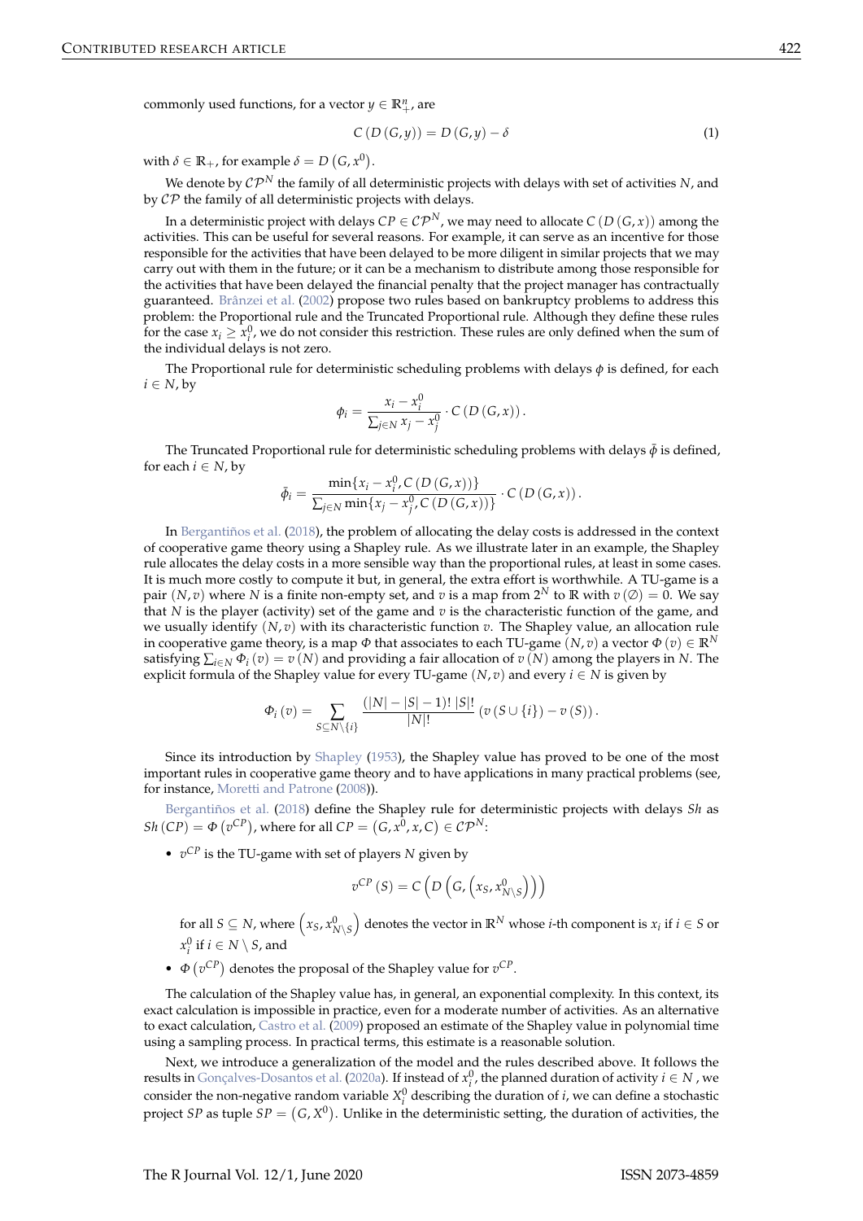commonly used functions, for a vector $y \in \mathbb{R}^n_+$, are

$$C\left(D\left(G,y\right)\right) = D\left(G,y\right) - \delta \tag{1}$$

with $\delta \in \mathbb{R}_+$, for example $\delta = D\left(G, x^0\right)$.

We denote by $\mathcal{CP}^N$ the family of all deterministic projects with delays with set of activities $N$, and by $\mathcal{CP}$ the family of all deterministic projects with delays.

In a deterministic project with delays $CP \in \mathcal{CP}^N$, we may need to allocate $C\left(D\left(G,x\right)\right)$ among the activities. This can be useful for several reasons. For example, it can serve as an incentive for those responsible for the activities that have been delayed to be more diligent in similar projects that we may carry out with them in the future; or it can be a mechanism to distribute among those responsible for the activities that have been delayed the financial penalty that the project manager has contractually guaranteed. Brânzei et al. (2002) propose two rules based on bankruptcy problems to address this problem: the Proportional rule and the Truncated Proportional rule. Although they define these rules for the case $x_i \geq x_i^0$, we do not consider this restriction. These rules are only defined when the sum of the individual delays is not zero.

The Proportional rule for deterministic scheduling problems with delays $\phi$ is defined, for each $i \in N$, by

$$\phi_i = \frac{x_i - x_i^0}{\sum_{j \in N} x_j - x_j^0} \cdot C\left(D\left(G,x\right)\right).$$

The Truncated Proportional rule for deterministic scheduling problems with delays $\bar{\phi}$ is defined, for each $i \in N$, by

$$\bar{\phi}_i = \frac{\min\{x_i - x_i^0, C\left(D\left(G,x\right)\right)\}}{\sum_{j \in N} \min\{x_j - x_j^0, C\left(D\left(G,x\right)\right)\}} \cdot C\left(D\left(G,x\right)\right).$$

In Bergantiños et al. (2018), the problem of allocating the delay costs is addressed in the context of cooperative game theory using a Shapley rule. As we illustrate later in an example, the Shapley rule allocates the delay costs in a more sensible way than the proportional rules, at least in some cases. It is much more costly to compute it but, in general, the extra effort is worthwhile. A TU-game is a pair $(N, v)$ where $N$ is a finite non-empty set, and $v$ is a map from $2^N$ to $\mathbb{R}$ with $v\left(\emptyset\right) = 0$. We say that $N$ is the player (activity) set of the game and $v$ is the characteristic function of the game, and we usually identify $(N, v)$ with its characteristic function $v$. The Shapley value, an allocation rule in cooperative game theory, is a map $\Phi$ that associates to each TU-game $(N, v)$ a vector $\Phi\left(v\right) \in \mathbb{R}^N$ satisfying $\sum_{i \in N} \Phi_i\left(v\right) = v\left(N\right)$ and providing a fair allocation of $v\left(N\right)$ among the players in $N$. The explicit formula of the Shapley value for every TU-game $(N, v)$ and every $i \in N$ is given by

$$\Phi_i\left(v\right) = \sum_{S \subseteq N \setminus \{i\}} \frac{(|N| - |S| - 1)!\;|S|!}{|N|!} \left(v\left(S \cup \{i\}\right) - v\left(S\right)\right).$$

Since its introduction by Shapley (1953), the Shapley value has proved to be one of the most important rules in cooperative game theory and to have applications in many practical problems (see, for instance, Moretti and Patrone (2008)).

Bergantiños et al. (2018) define the Shapley rule for deterministic projects with delays $Sh$ as $Sh\left(CP\right) = \Phi\left(v^{CP}\right)$, where for all $CP = \left(G, x^0, x, C\right) \in \mathcal{CP}^N$:

- $v^{CP}$ is the TU-game with set of players $N$ given by

$$v^{CP}\left(S\right) = C\left(D\left(G, \left(x_S, x^0_{N \setminus S}\right)\right)\right)$$

  for all $S \subseteq N$, where $\left(x_S, x^0_{N \setminus S}\right)$ denotes the vector in $\mathbb{R}^N$ whose $i$-th component is $x_i$ if $i \in S$ or $x_i^0$ if $i \in N \setminus S$, and

- $\Phi\left(v^{CP}\right)$ denotes the proposal of the Shapley value for $v^{CP}$.

The calculation of the Shapley value has, in general, an exponential complexity. In this context, its exact calculation is impossible in practice, even for a moderate number of activities. As an alternative to exact calculation, Castro et al. (2009) proposed an estimate of the Shapley value in polynomial time using a sampling process. In practical terms, this estimate is a reasonable solution.

Next, we introduce a generalization of the model and the rules described above. It follows the results in Gonçalves-Dosantos et al. (2020a). If instead of $x_i^0$, the planned duration of activity $i \in N$, we consider the non-negative random variable $X_i^0$ describing the duration of $i$, we can define a stochastic project $SP$ as tuple $SP = \left(G, X^0\right)$. Unlike in the deterministic setting, the duration of activities, the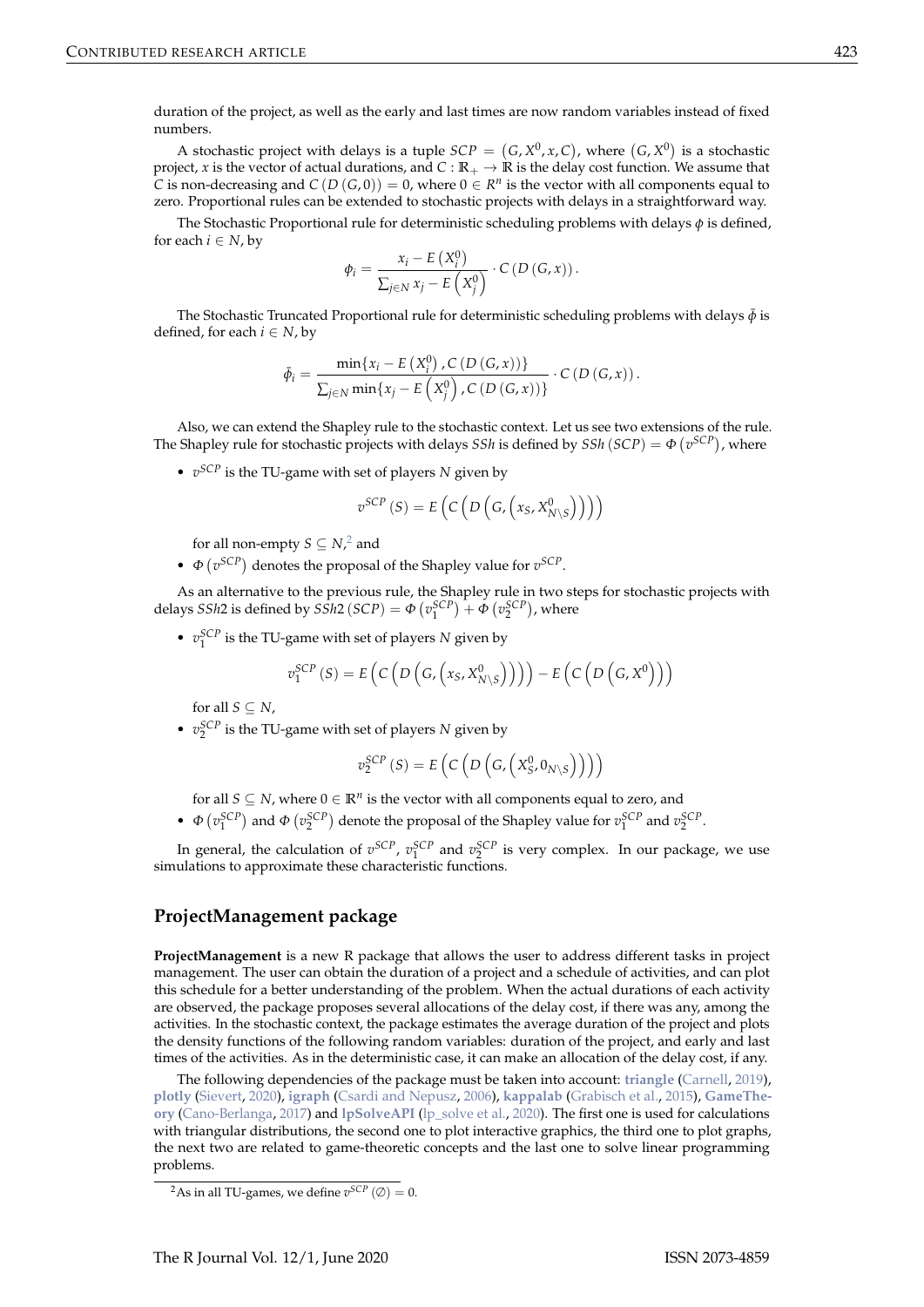duration of the project, as well as the early and last times are now random variables instead of fixed numbers.

A stochastic project with delays is a tuple $SCP = \left(G, X^0, x, C\right)$, where $\left(G, X^0\right)$ is a stochastic project, $x$ is the vector of actual durations, and $C : \mathbb{R}_+ \rightarrow \mathbb{R}$ is the delay cost function. We assume that $C$ is non-decreasing and $C\left(D\left(G, 0\right)\right) = 0$, where $0 \in R^n$ is the vector with all components equal to zero. Proportional rules can be extended to stochastic projects with delays in a straightforward way.

The Stochastic Proportional rule for deterministic scheduling problems with delays $\phi$ is defined, for each $i \in N$, by

$$\phi_i = \frac{x_i - E\left(X_i^0\right)}{\sum_{j \in N} x_j - E\left(X_j^0\right)} \cdot C\left(D\left(G, x\right)\right).$$

The Stochastic Truncated Proportional rule for deterministic scheduling problems with delays $\bar{\phi}$ is defined, for each $i \in N$, by

$$\bar{\phi}_i = \frac{\min\{x_i - E\left(X_i^0\right), C\left(D\left(G, x\right)\right)\}}{\sum_{j \in N} \min\{x_j - E\left(X_j^0\right), C\left(D\left(G, x\right)\right)\}} \cdot C\left(D\left(G, x\right)\right).$$

Also, we can extend the Shapley rule to the stochastic context. Let us see two extensions of the rule. The Shapley rule for stochastic projects with delays $SSh$ is defined by $SSh\left(SCP\right) = \Phi\left(v^{SCP}\right)$, where

- $v^{SCP}$ is the TU-game with set of players $N$ given by

$$v^{SCP}\left(S\right) = E\left(C\left(D\left(G, \left(x_S, X^0_{N \setminus S}\right)\right)\right)\right)$$

  for all non-empty $S \subseteq N$,[2] and

- $\Phi\left(v^{SCP}\right)$ denotes the proposal of the Shapley value for $v^{SCP}$.

As an alternative to the previous rule, the Shapley rule in two steps for stochastic projects with delays $SSh2$ is defined by $SSh2\left(SCP\right) = \Phi\left(v_1^{SCP}\right) + \Phi\left(v_2^{SCP}\right)$, where

- $v_1^{SCP}$ is the TU-game with set of players $N$ given by

$$v_1^{SCP}\left(S\right) = E\left(C\left(D\left(G, \left(x_S, X^0_{N \setminus S}\right)\right)\right)\right) - E\left(C\left(D\left(G, X^0\right)\right)\right)$$

  for all $S \subseteq N$,

- $v_2^{SCP}$ is the TU-game with set of players $N$ given by

$$v_2^{SCP}\left(S\right) = E\left(C\left(D\left(G, \left(X^0_S, 0_{N \setminus S}\right)\right)\right)\right)$$

  for all $S \subseteq N$, where $0 \in \mathbb{R}^n$ is the vector with all components equal to zero, and

- $\Phi\left(v_1^{SCP}\right)$ and $\Phi\left(v_2^{SCP}\right)$ denote the proposal of the Shapley value for $v_1^{SCP}$ and $v_2^{SCP}$.

In general, the calculation of $v^{SCP}$, $v_1^{SCP}$ and $v_2^{SCP}$ is very complex. In our package, we use simulations to approximate these characteristic functions.

## ProjectManagement package

**ProjectManagement** is a new R package that allows the user to address different tasks in project management. The user can obtain the duration of a project and a schedule of activities, and can plot this schedule for a better understanding of the problem. When the actual durations of each activity are observed, the package proposes several allocations of the delay cost, if there was any, among the activities. In the stochastic context, the package estimates the average duration of the project and plots the density functions of the following random variables: duration of the project, and early and last times of the activities. As in the deterministic case, it can make an allocation of the delay cost, if any.

The following dependencies of the package must be taken into account: **triangle** (Carnell, 2019), **plotly** (Sievert, 2020), **igraph** (Csardi and Nepusz, 2006), **kappalab** (Grabisch et al., 2015), **GameTheory** (Cano-Berlanga, 2017) and **lpSolveAPI** (lp_solve et al., 2020). The first one is used for calculations with triangular distributions, the second one to plot interactive graphics, the third one to plot graphs, the next two are related to game-theoretic concepts and the last one to solve linear programming problems.

[2] As in all TU-games, we define $v^{SCP}\left(\emptyset\right) = 0$.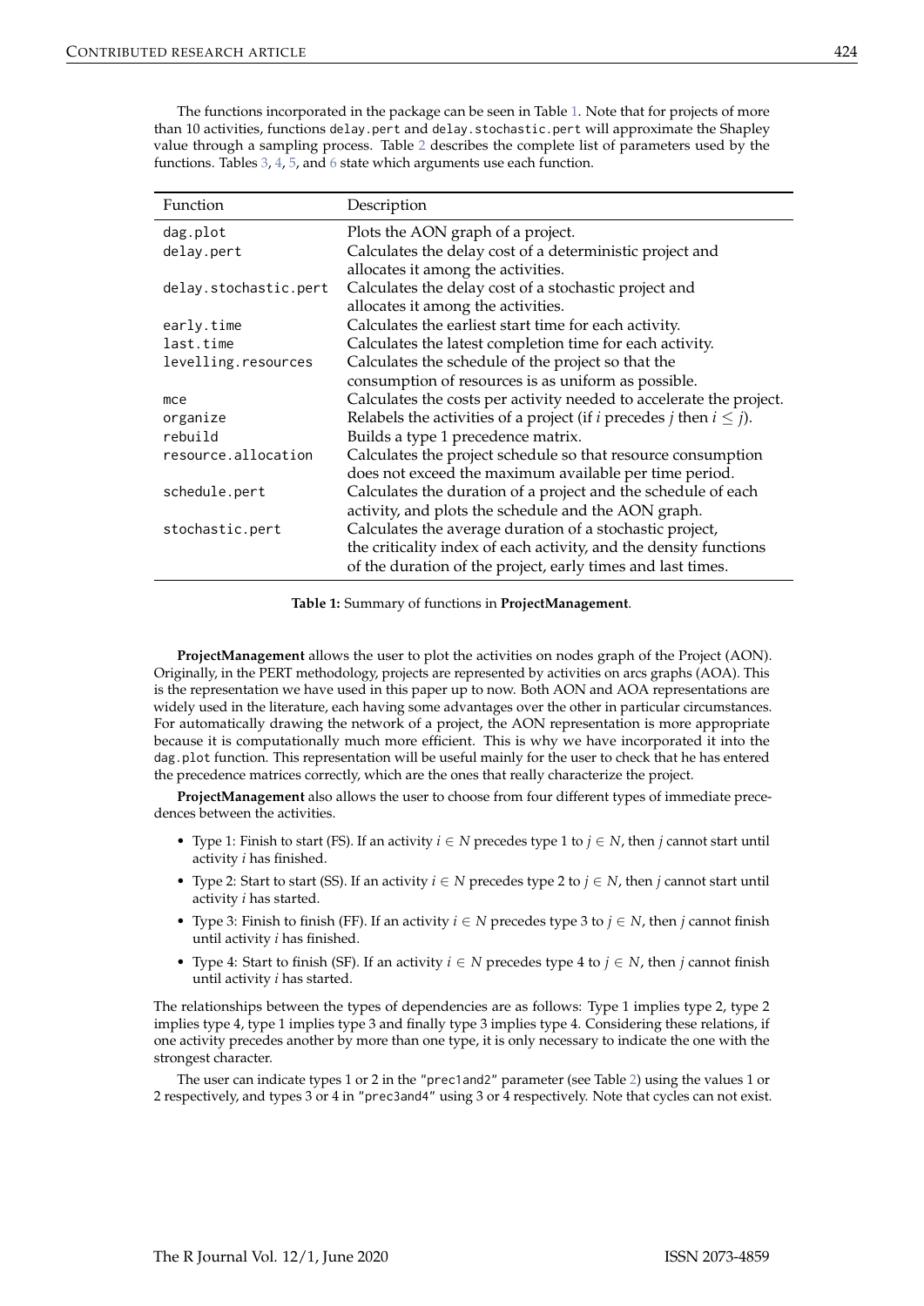The functions incorporated in the package can be seen in Table 1. Note that for projects of more than 10 activities, functions `delay.pert` and `delay.stochastic.pert` will approximate the Shapley value through a sampling process. Table 2 describes the complete list of parameters used by the functions. Tables 3, 4, 5, and 6 state which arguments use each function.

| Function | Description |
|---|---|
| `dag.plot` | Plots the AON graph of a project. |
| `delay.pert` | Calculates the delay cost of a deterministic project and allocates it among the activities. |
| `delay.stochastic.pert` | Calculates the delay cost of a stochastic project and allocates it among the activities. |
| `early.time` | Calculates the earliest start time for each activity. |
| `last.time` | Calculates the latest completion time for each activity. |
| `levelling.resources` | Calculates the schedule of the project so that the consumption of resources is as uniform as possible. |
| `mce` | Calculates the costs per activity needed to accelerate the project. |
| `organize` | Relabels the activities of a project (if $i$ precedes $j$ then $i \leq j$). |
| `rebuild` | Builds a type 1 precedence matrix. |
| `resource.allocation` | Calculates the project schedule so that resource consumption does not exceed the maximum available per time period. |
| `schedule.pert` | Calculates the duration of a project and the schedule of each activity, and plots the schedule and the AON graph. |
| `stochastic.pert` | Calculates the average duration of a stochastic project, the criticality index of each activity, and the density functions of the duration of the project, early times and last times. |

**Table 1:** Summary of functions in **ProjectManagement**.

**ProjectManagement** allows the user to plot the activities on nodes graph of the Project (AON). Originally, in the PERT methodology, projects are represented by activities on arcs graphs (AOA). This is the representation we have used in this paper up to now. Both AON and AOA representations are widely used in the literature, each having some advantages over the other in particular circumstances. For automatically drawing the network of a project, the AON representation is more appropriate because it is computationally much more efficient. This is why we have incorporated it into the `dag.plot` function. This representation will be useful mainly for the user to check that he has entered the precedence matrices correctly, which are the ones that really characterize the project.

**ProjectManagement** also allows the user to choose from four different types of immediate precedences between the activities.

- Type 1: Finish to start (FS). If an activity $i \in N$ precedes type 1 to $j \in N$, then $j$ cannot start until activity $i$ has finished.
- Type 2: Start to start (SS). If an activity $i \in N$ precedes type 2 to $j \in N$, then $j$ cannot start until activity $i$ has started.
- Type 3: Finish to finish (FF). If an activity $i \in N$ precedes type 3 to $j \in N$, then $j$ cannot finish until activity $i$ has finished.
- Type 4: Start to finish (SF). If an activity $i \in N$ precedes type 4 to $j \in N$, then $j$ cannot finish until activity $i$ has started.

The relationships between the types of dependencies are as follows: Type 1 implies type 2, type 2 implies type 4, type 1 implies type 3 and finally type 3 implies type 4. Considering these relations, if one activity precedes another by more than one type, it is only necessary to indicate the one with the strongest character.

The user can indicate types 1 or 2 in the `"prec1and2"` parameter (see Table 2) using the values 1 or 2 respectively, and types 3 or 4 in `"prec3and4"` using 3 or 4 respectively. Note that cycles can not exist.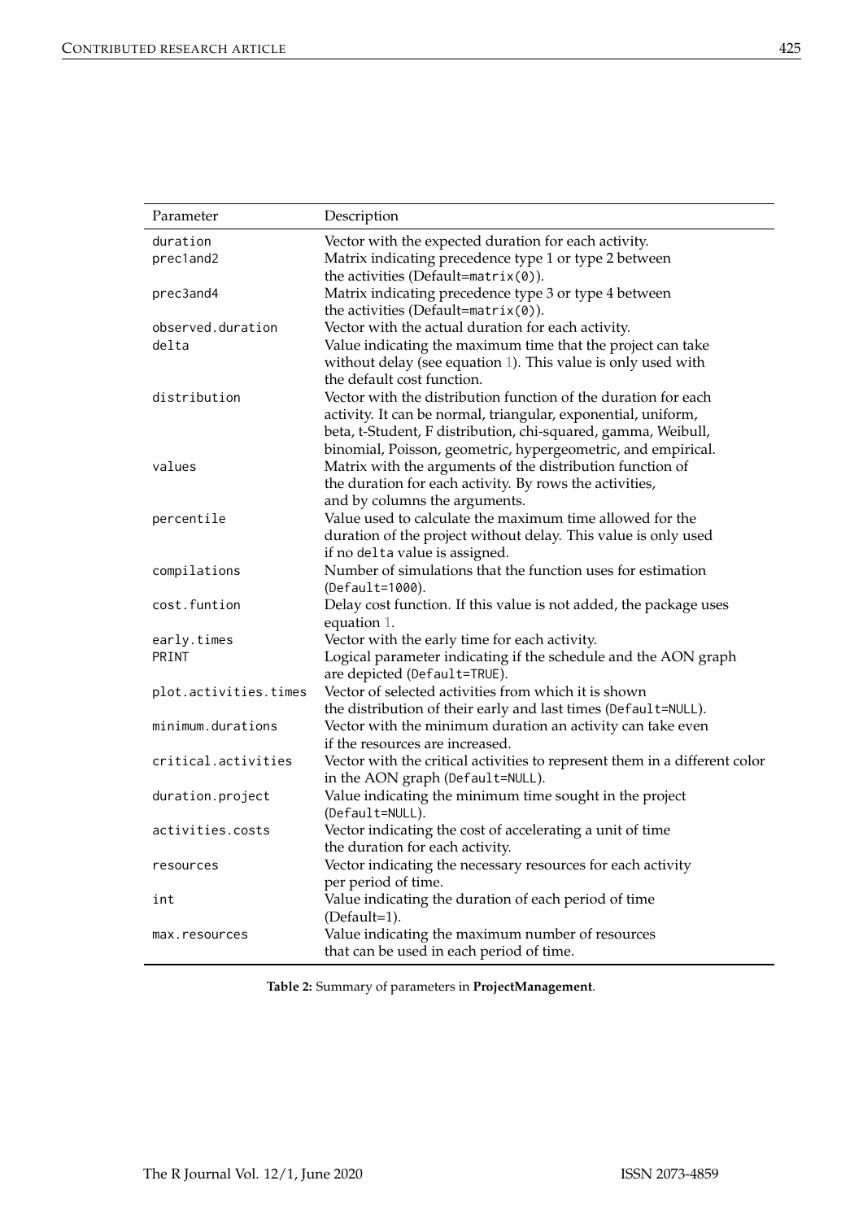| Parameter | Description |
|---|---|
| `duration` | Vector with the expected duration for each activity. |
| `prec1and2` | Matrix indicating precedence type 1 or type 2 between the activities (Default=`matrix(0)`). |
| `prec3and4` | Matrix indicating precedence type 3 or type 4 between the activities (Default=`matrix(0)`). |
| `observed.duration` | Vector with the actual duration for each activity. |
| `delta` | Value indicating the maximum time that the project can take without delay (see equation 1). This value is only used with the default cost function. |
| `distribution` | Vector with the distribution function of the duration for each activity. It can be normal, triangular, exponential, uniform, beta, t-Student, F distribution, chi-squared, gamma, Weibull, binomial, Poisson, geometric, hypergeometric, and empirical. |
| `values` | Matrix with the arguments of the distribution function of the duration for each activity. By rows the activities, and by columns the arguments. |
| `percentile` | Value used to calculate the maximum time allowed for the duration of the project without delay. This value is only used if no `delta` value is assigned. |
| `compilations` | Number of simulations that the function uses for estimation (`Default=1000`). |
| `cost.funtion` | Delay cost function. If this value is not added, the package uses equation 1. |
| `early.times` | Vector with the early time for each activity. |
| `PRINT` | Logical parameter indicating if the schedule and the AON graph are depicted (`Default=TRUE`). |
| `plot.activities.times` | Vector of selected activities from which it is shown the distribution of their early and last times (`Default=NULL`). |
| `minimum.durations` | Vector with the minimum duration an activity can take even if the resources are increased. |
| `critical.activities` | Vector with the critical activities to represent them in a different color in the AON graph (`Default=NULL`). |
| `duration.project` | Value indicating the minimum time sought in the project (`Default=NULL`). |
| `activities.costs` | Vector indicating the cost of accelerating a unit of time the duration for each activity. |
| `resources` | Vector indicating the necessary resources for each activity per period of time. |
| `int` | Value indicating the duration of each period of time (Default=1). |
| `max.resources` | Value indicating the maximum number of resources that can be used in each period of time. |

**Table 2:** Summary of parameters in **ProjectManagement**.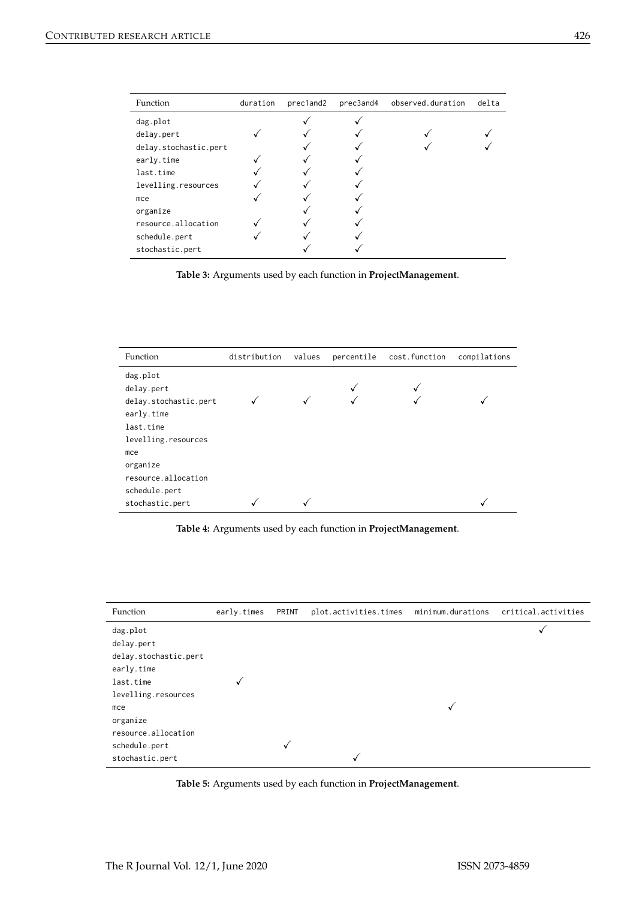| Function | duration | prec1and2 | prec3and4 | observed.duration | delta |
|---|---|---|---|---|---|
| dag.plot | | ✓ | ✓ | | |
| delay.pert | ✓ | ✓ | ✓ | ✓ | ✓ |
| delay.stochastic.pert | | ✓ | ✓ | ✓ | ✓ |
| early.time | ✓ | ✓ | ✓ | | |
| last.time | ✓ | ✓ | ✓ | | |
| levelling.resources | ✓ | ✓ | ✓ | | |
| mce | ✓ | ✓ | ✓ | | |
| organize | | ✓ | ✓ | | |
| resource.allocation | ✓ | ✓ | ✓ | | |
| schedule.pert | ✓ | ✓ | ✓ | | |
| stochastic.pert | | ✓ | ✓ | | |

**Table 3:** Arguments used by each function in **ProjectManagement**.

| Function | distribution | values | percentile | cost.function | compilations |
|---|---|---|---|---|---|
| dag.plot | | | | | |
| delay.pert | | | ✓ | ✓ | |
| delay.stochastic.pert | ✓ | ✓ | ✓ | ✓ | ✓ |
| early.time | | | | | |
| last.time | | | | | |
| levelling.resources | | | | | |
| mce | | | | | |
| organize | | | | | |
| resource.allocation | | | | | |
| schedule.pert | | | | | |
| stochastic.pert | ✓ | ✓ | | | ✓ |

**Table 4:** Arguments used by each function in **ProjectManagement**.

| Function | early.times | PRINT | plot.activities.times | minimum.durations | critical.activities |
|---|---|---|---|---|---|
| dag.plot | | | | | ✓ |
| delay.pert | | | | | |
| delay.stochastic.pert | | | | | |
| early.time | | | | | |
| last.time | ✓ | | | | |
| levelling.resources | | | | | |
| mce | | | | ✓ | |
| organize | | | | | |
| resource.allocation | | | | | |
| schedule.pert | | ✓ | | | |
| stochastic.pert | | | ✓ | | |

**Table 5:** Arguments used by each function in **ProjectManagement**.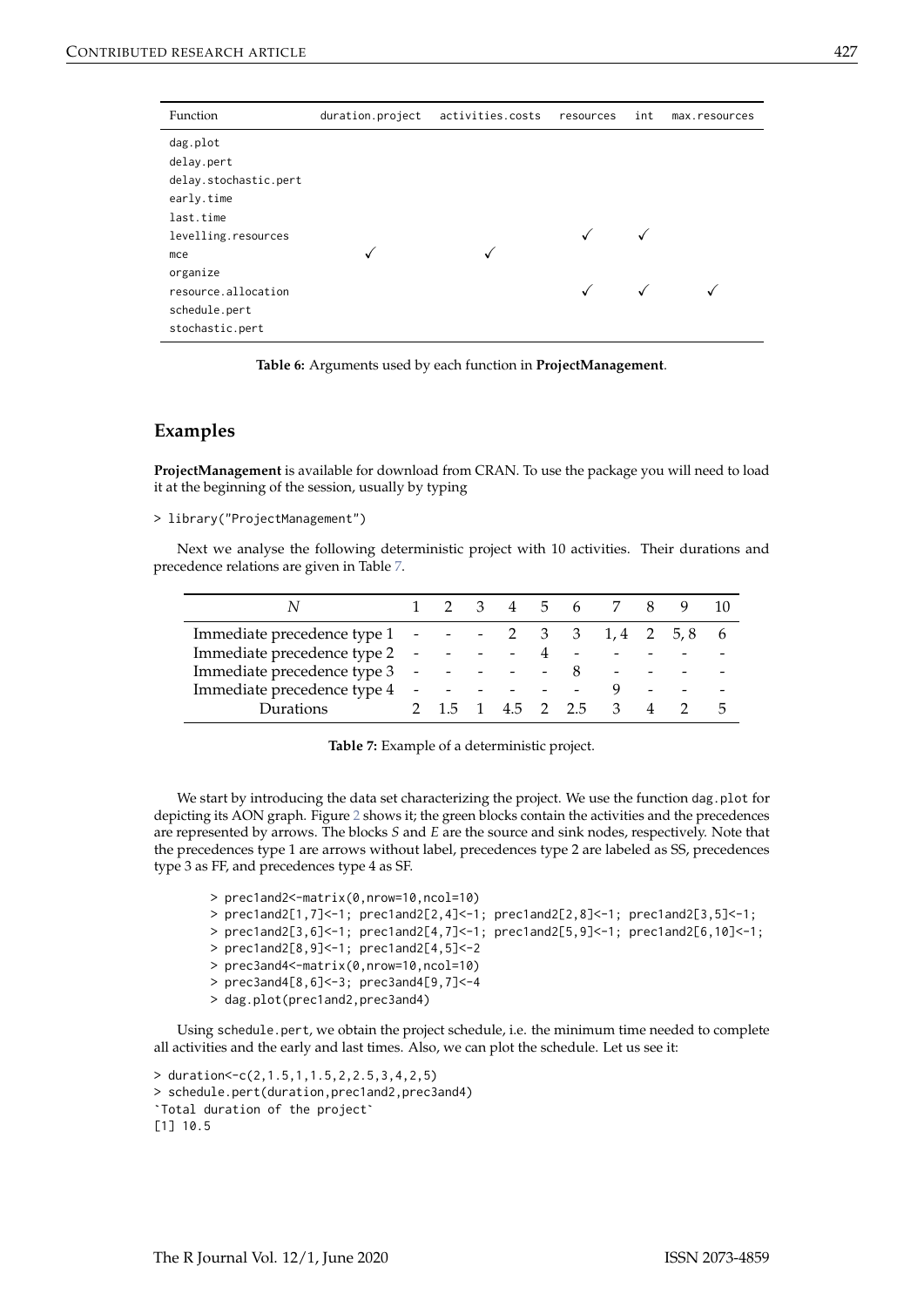| Function | duration.project | activities.costs | resources | int | max.resources |
|---|---|---|---|---|---|
| dag.plot | | | | | |
| delay.pert | | | | | |
| delay.stochastic.pert | | | | | |
| early.time | | | | | |
| last.time | | | | | |
| levelling.resources | | | ✓ | ✓ | |
| mce | ✓ | ✓ | | | |
| organize | | | | | |
| resource.allocation | | | ✓ | ✓ | ✓ |
| schedule.pert | | | | | |
| stochastic.pert | | | | | |

**Table 6:** Arguments used by each function in **ProjectManagement**.

## Examples

**ProjectManagement** is available for download from CRAN. To use the package you will need to load it at the beginning of the session, usually by typing

```
> library("ProjectManagement")
```

Next we analyse the following deterministic project with 10 activities. Their durations and precedence relations are given in Table 7.

| $N$ | 1 | 2 | 3 | 4 | 5 | 6 | 7 | 8 | 9 | 10 |
|---|---|---|---|---|---|---|---|---|---|---|
| Immediate precedence type 1 | - | - | - | 2 | 3 | 3 | 1, 4 | 2 | 5, 8 | 6 |
| Immediate precedence type 2 | - | - | - | - | 4 | - | - | - | - | - |
| Immediate precedence type 3 | - | - | - | - | - | 8 | - | - | - | - |
| Immediate precedence type 4 | - | - | - | - | - | - | 9 | - | - | - |
| Durations | 2 | 1.5 | 1 | 4.5 | 2 | 2.5 | 3 | 4 | 2 | 5 |

**Table 7:** Example of a deterministic project.

We start by introducing the data set characterizing the project. We use the function dag.plot for depicting its AON graph. Figure 2 shows it; the green blocks contain the activities and the precedences are represented by arrows. The blocks $S$ and $E$ are the source and sink nodes, respectively. Note that the precedences type 1 are arrows without label, precedences type 2 are labeled as SS, precedences type 3 as FF, and precedences type 4 as SF.

```
> prec1and2<-matrix(0,nrow=10,ncol=10)
> prec1and2[1,7]<-1; prec1and2[2,4]<-1; prec1and2[2,8]<-1; prec1and2[3,5]<-1;
> prec1and2[3,6]<-1; prec1and2[4,7]<-1; prec1and2[5,9]<-1; prec1and2[6,10]<-1;
> prec1and2[8,9]<-1; prec1and2[4,5]<-2
> prec3and4<-matrix(0,nrow=10,ncol=10)
> prec3and4[8,6]<-3; prec3and4[9,7]<-4
> dag.plot(prec1and2,prec3and4)
```

Using schedule.pert, we obtain the project schedule, i.e. the minimum time needed to complete all activities and the early and last times. Also, we can plot the schedule. Let us see it:

```
> duration<-c(2,1.5,1,1.5,2,2.5,3,4,2,5)
> schedule.pert(duration,prec1and2,prec3and4)
`Total duration of the project`
[1] 10.5
```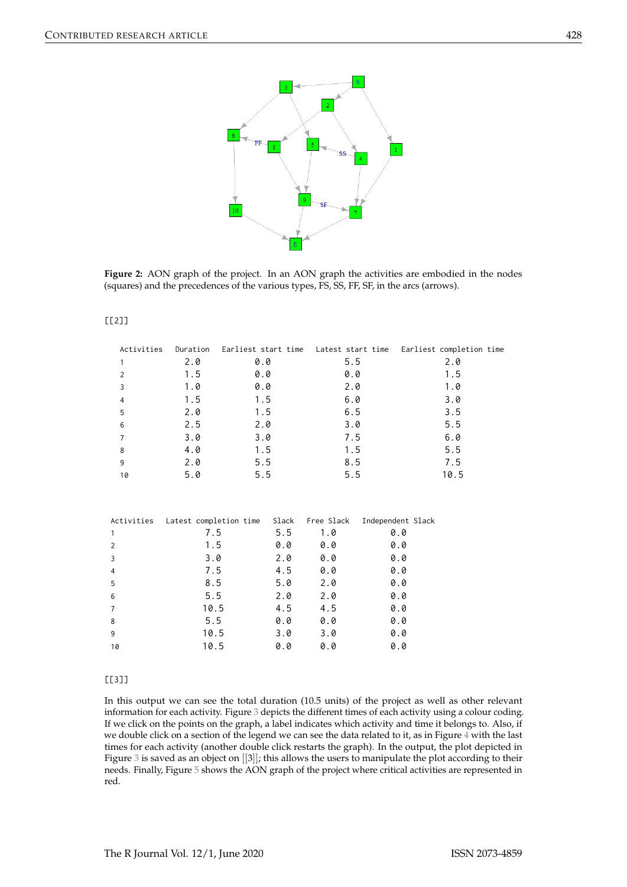Figure 2: AON graph of the project. In an AON graph the activities are embodied in the nodes (squares) and the precedences of the various types, FS, SS, FF, SF, in the arcs (arrows).

```
[[2]]

  Activities   Duration   Earliest start time   Latest start time   Earliest completion time
  1              2.0             0.0                  5.5                    2.0
  2              1.5             0.0                  0.0                    1.5
  3              1.0             0.0                  2.0                    1.0
  4              1.5             1.5                  6.0                    3.0
  5              2.0             1.5                  6.5                    3.5
  6              2.5             2.0                  3.0                    5.5
  7              3.0             3.0                  7.5                    6.0
  8              4.0             1.5                  1.5                    5.5
  9              2.0             5.5                  8.5                    7.5
  10             5.0             5.5                  5.5                   10.5


Activities   Latest completion time   Slack   Free Slack   Independent Slack
1                   7.5                5.5      1.0              0.0
2                   1.5                0.0      0.0              0.0
3                   3.0                2.0      0.0              0.0
4                   7.5                4.5      0.0              0.0
5                   8.5                5.0      2.0              0.0
6                   5.5                2.0      2.0              0.0
7                  10.5                4.5      4.5              0.0
8                   5.5                0.0      0.0              0.0
9                  10.5                3.0      3.0              0.0
10                 10.5                0.0      0.0              0.0

[[3]]
```

In this output we can see the total duration (10.5 units) of the project as well as other relevant information for each activity. Figure 3 depicts the different times of each activity using a colour coding. If we click on the points on the graph, a label indicates which activity and time it belongs to. Also, if we double click on a section of the legend we can see the data related to it, as in Figure 4 with the last times for each activity (another double click restarts the graph). In the output, the plot depicted in Figure 3 is saved as an object on [[3]]; this allows the users to manipulate the plot according to their needs. Finally, Figure 5 shows the AON graph of the project where critical activities are represented in red.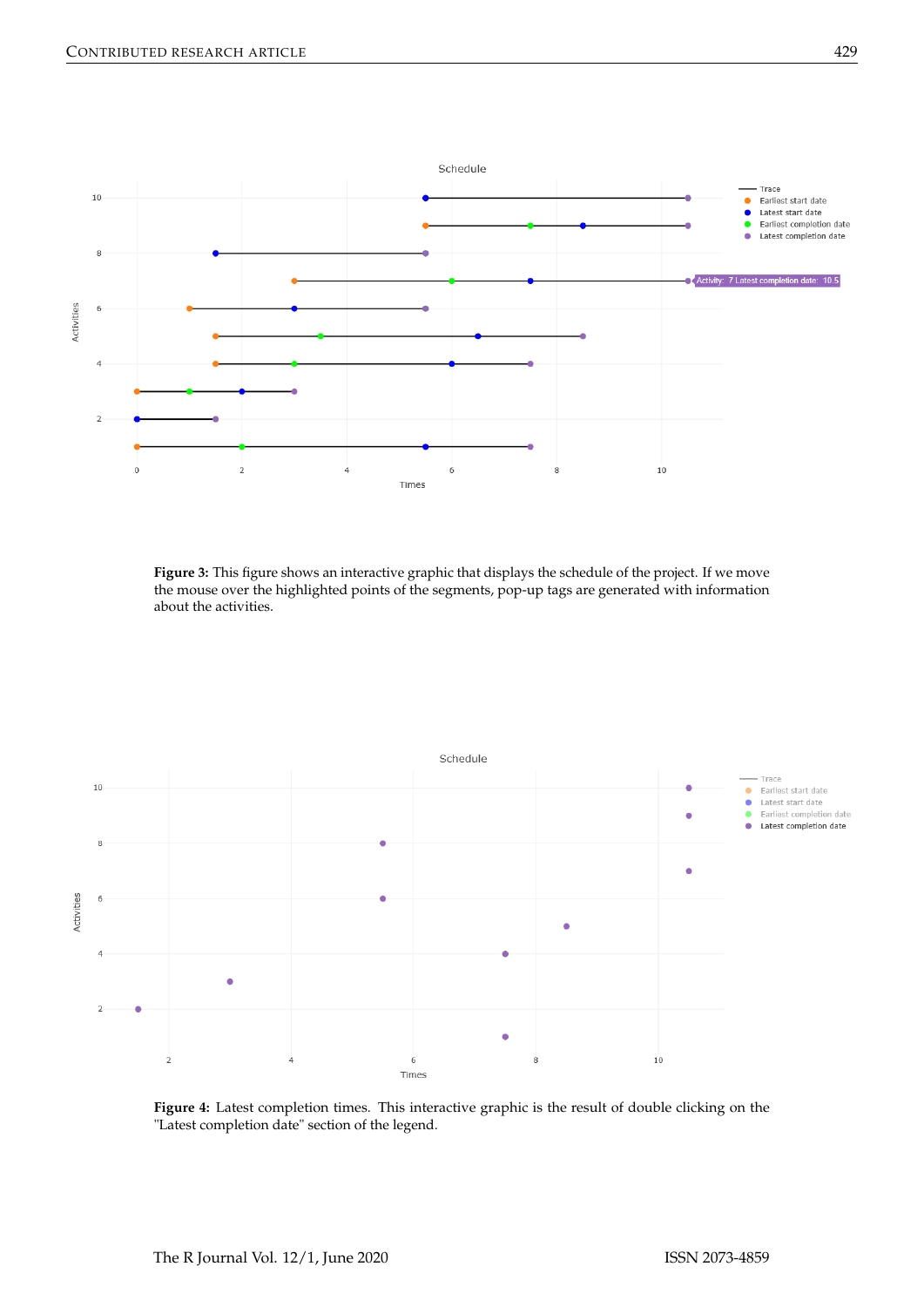**Figure 3:** This figure shows an interactive graphic that displays the schedule of the project. If we move the mouse over the highlighted points of the segments, pop-up tags are generated with information about the activities.

**Figure 4:** Latest completion times. This interactive graphic is the result of double clicking on the "Latest completion date" section of the legend.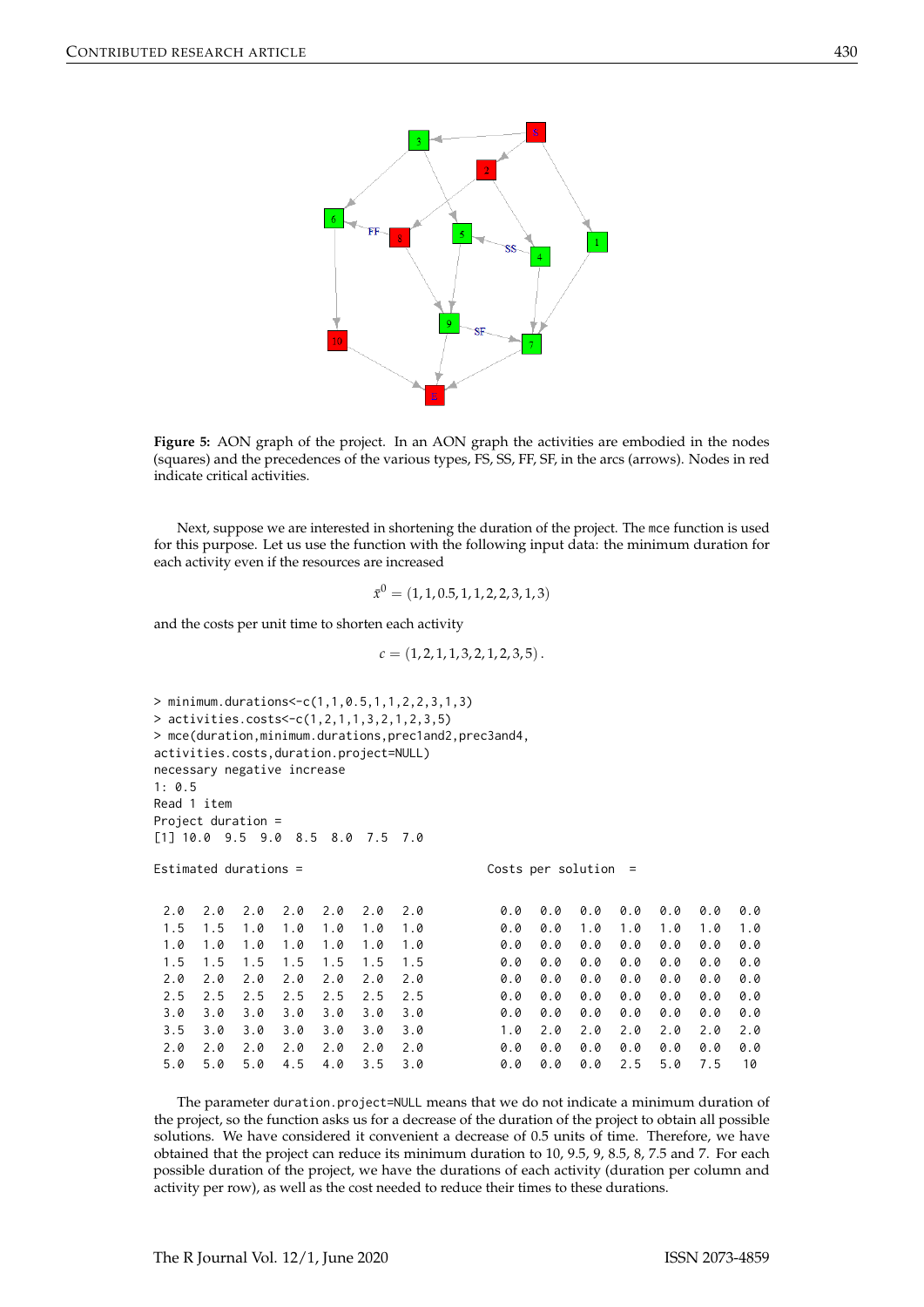**Figure 5:** AON graph of the project. In an AON graph the activities are embodied in the nodes (squares) and the precedences of the various types, FS, SS, FF, SF, in the arcs (arrows). Nodes in red indicate critical activities.

Next, suppose we are interested in shortening the duration of the project. The mce function is used for this purpose. Let us use the function with the following input data: the minimum duration for each activity even if the resources are increased

$$\bar{x}^0 = (1, 1, 0.5, 1, 1, 2, 2, 3, 1, 3)$$

and the costs per unit time to shorten each activity

$$c = (1, 2, 1, 1, 3, 2, 1, 2, 3, 5).$$

```
> minimum.durations<-c(1,1,0.5,1,1,2,2,3,1,3)
> activities.costs<-c(1,2,1,1,3,2,1,2,3,5)
> mce(duration,minimum.durations,prec1and2,prec3and4,
activities.costs,duration.project=NULL)
necessary negative increase
1: 0.5
Read 1 item
Project duration =
[1] 10.0  9.5  9.0  8.5  8.0  7.5  7.0

Estimated durations =                              Costs per solution  =


 2.0  2.0  2.0  2.0  2.0  2.0  2.0          0.0  0.0  0.0  0.0  0.0  0.0  0.0
 1.5  1.5  1.0  1.0  1.0  1.0  1.0          0.0  0.0  1.0  1.0  1.0  1.0  1.0
 1.0  1.0  1.0  1.0  1.0  1.0  1.0          0.0  0.0  0.0  0.0  0.0  0.0  0.0
 1.5  1.5  1.5  1.5  1.5  1.5  1.5          0.0  0.0  0.0  0.0  0.0  0.0  0.0
 2.0  2.0  2.0  2.0  2.0  2.0  2.0          0.0  0.0  0.0  0.0  0.0  0.0  0.0
 2.5  2.5  2.5  2.5  2.5  2.5  2.5          0.0  0.0  0.0  0.0  0.0  0.0  0.0
 3.0  3.0  3.0  3.0  3.0  3.0  3.0          0.0  0.0  0.0  0.0  0.0  0.0  0.0
 3.5  3.0  3.0  3.0  3.0  3.0  3.0          1.0  2.0  2.0  2.0  2.0  2.0  2.0
 2.0  2.0  2.0  2.0  2.0  2.0  2.0          0.0  0.0  0.0  0.0  0.0  0.0  0.0
 5.0  5.0  5.0  4.5  4.0  3.5  3.0          0.0  0.0  0.0  2.5  5.0  7.5  10
```

The parameter duration.project=NULL means that we do not indicate a minimum duration of the project, so the function asks us for a decrease of the duration of the project to obtain all possible solutions. We have considered it convenient a decrease of 0.5 units of time. Therefore, we have obtained that the project can reduce its minimum duration to 10, 9.5, 9, 8.5, 8, 7.5 and 7. For each possible duration of the project, we have the durations of each activity (duration per column and activity per row), as well as the cost needed to reduce their times to these durations.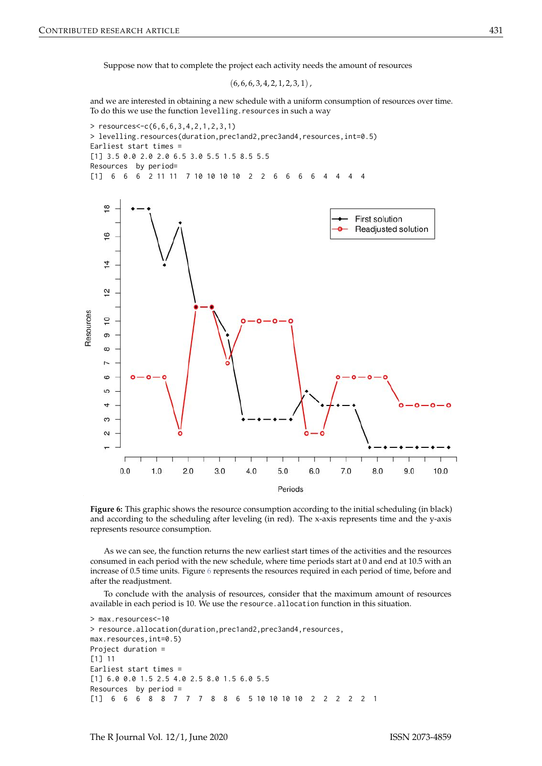Suppose now that to complete the project each activity needs the amount of resources

$$(6, 6, 6, 3, 4, 2, 1, 2, 3, 1),$$

and we are interested in obtaining a new schedule with a uniform consumption of resources over time. To do this we use the function `levelling.resources` in such a way

```
> resources<-c(6,6,6,3,4,2,1,2,3,1)
> levelling.resources(duration,prec1and2,prec3and4,resources,int=0.5)
Earliest start times =
[1] 3.5 0.0 2.0 2.0 6.5 3.0 5.5 1.5 8.5 5.5
Resources  by period=
[1]  6  6  6  2 11 11  7 10 10 10 10  2  2  6  6  6  6  4  4  4  4
```

**Figure 6:** This graphic shows the resource consumption according to the initial scheduling (in black) and according to the scheduling after leveling (in red). The x-axis represents time and the y-axis represents resource consumption.

As we can see, the function returns the new earliest start times of the activities and the resources consumed in each period with the new schedule, where time periods start at 0 and end at 10.5 with an increase of 0.5 time units. Figure 6 represents the resources required in each period of time, before and after the readjustment.

To conclude with the analysis of resources, consider that the maximum amount of resources available in each period is 10. We use the `resource.allocation` function in this situation.

```
> max.resources<-10
> resource.allocation(duration,prec1and2,prec3and4,resources,
max.resources,int=0.5)
Project duration =
[1] 11
Earliest start times =
[1] 6.0 0.0 1.5 2.5 4.0 2.5 8.0 1.5 6.0 5.5
Resources  by period =
[1]  6  6  6  8  8  7  7  7  8  8  6  5 10 10 10 10  2  2  2  2  2  1
```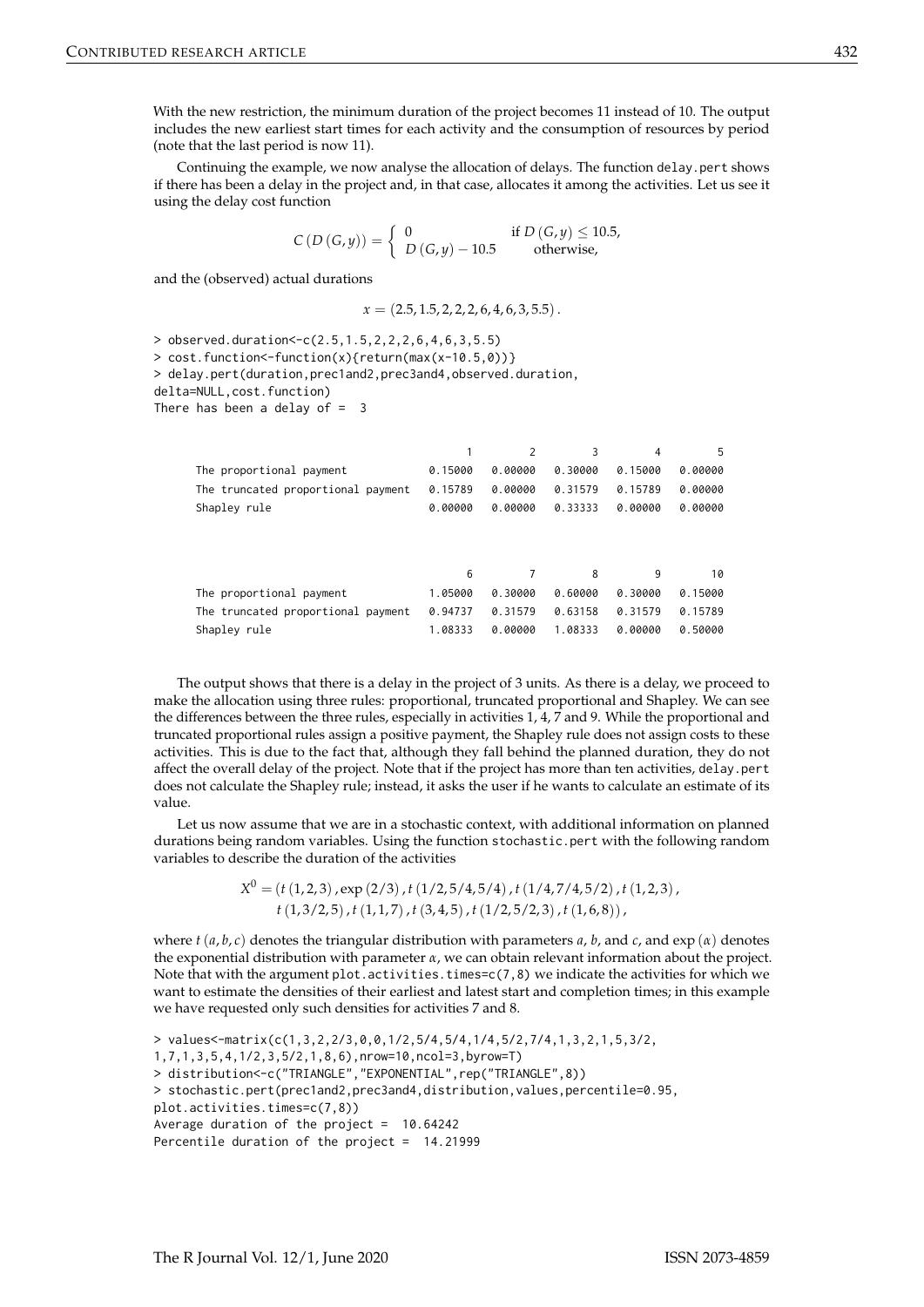With the new restriction, the minimum duration of the project becomes 11 instead of 10. The output includes the new earliest start times for each activity and the consumption of resources by period (note that the last period is now 11).

Continuing the example, we now analyse the allocation of delays. The function `delay.pert` shows if there has been a delay in the project and, in that case, allocates it among the activities. Let us see it using the delay cost function

$$C(D(G,y)) = \begin{cases} 0 & \text{if } D(G,y) \leq 10.5, \\ D(G,y) - 10.5 & \text{otherwise,} \end{cases}$$

and the (observed) actual durations

$$x = (2.5, 1.5, 2, 2, 2, 6, 4, 6, 3, 5.5).$$

```
> observed.duration<-c(2.5,1.5,2,2,2,6,4,6,3,5.5)
> cost.function<-function(x){return(max(x-10.5,0))}
> delay.pert(duration,prec1and2,prec3and4,observed.duration,
delta=NULL,cost.function)
There has been a delay of =  3

                                         1       2       3       4       5
The proportional payment           0.15000 0.00000 0.30000 0.15000 0.00000
The truncated proportional payment 0.15789 0.00000 0.31579 0.15789 0.00000
Shapley rule                       0.00000 0.00000 0.33333 0.00000 0.00000


                                         6       7       8       9      10
The proportional payment           1.05000 0.30000 0.60000 0.30000 0.15000
The truncated proportional payment 0.94737 0.31579 0.63158 0.31579 0.15789
Shapley rule                       1.08333 0.00000 1.08333 0.00000 0.50000
```

The output shows that there is a delay in the project of 3 units. As there is a delay, we proceed to make the allocation using three rules: proportional, truncated proportional and Shapley. We can see the differences between the three rules, especially in activities 1, 4, 7 and 9. While the proportional and truncated proportional rules assign a positive payment, the Shapley rule does not assign costs to these activities. This is due to the fact that, although they fall behind the planned duration, they do not affect the overall delay of the project. Note that if the project has more than ten activities, `delay.pert` does not calculate the Shapley rule; instead, it asks the user if he wants to calculate an estimate of its value.

Let us now assume that we are in a stochastic context, with additional information on planned durations being random variables. Using the function `stochastic.pert` with the following random variables to describe the duration of the activities

$$\begin{aligned} X^0 = (&t(1,2,3), \exp(2/3), t(1/2,5/4,5/4), t(1/4,7/4,5/2), t(1,2,3), \\ &t(1,3/2,5), t(1,1,7), t(3,4,5), t(1/2,5/2,3), t(1,6,8)), \end{aligned}$$

where $t(a,b,c)$ denotes the triangular distribution with parameters $a$, $b$, and $c$, and $\exp(\alpha)$ denotes the exponential distribution with parameter $\alpha$, we can obtain relevant information about the project. Note that with the argument `plot.activities.times=c(7,8)` we indicate the activities for which we want to estimate the densities of their earliest and latest start and completion times; in this example we have requested only such densities for activities 7 and 8.

```
> values<-matrix(c(1,3,2,2/3,0,0,1/2,5/4,5/4,1/4,5/2,7/4,1,3,2,1,5,3/2,
1,7,1,3,5,4,1/2,3,5/2,1,8,6),nrow=10,ncol=3,byrow=T)
> distribution<-c("TRIANGLE","EXPONENTIAL",rep("TRIANGLE",8))
> stochastic.pert(prec1and2,prec3and4,distribution,values,percentile=0.95,
plot.activities.times=c(7,8))
Average duration of the project =  10.64242
Percentile duration of the project =  14.21999
```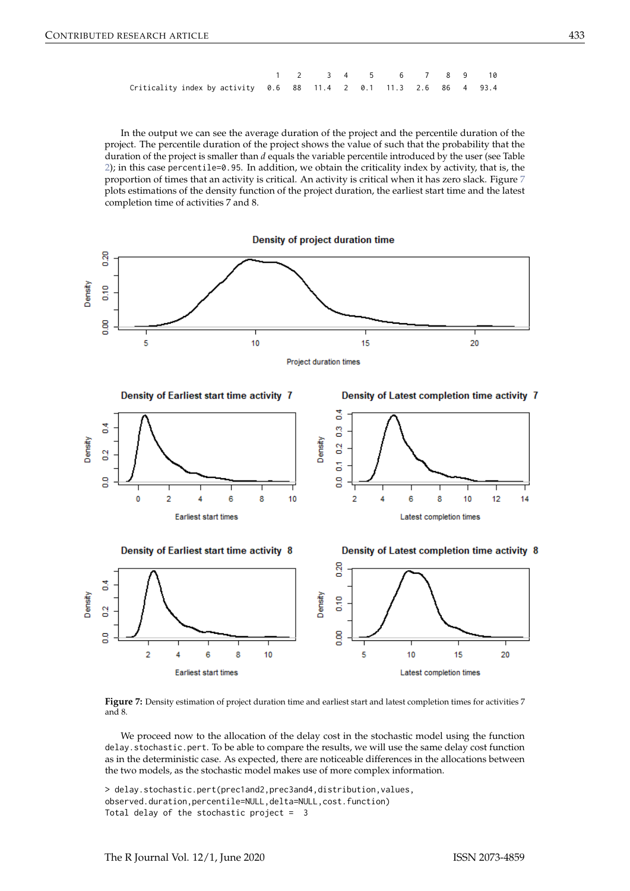```
                                    1    2     3   4     5     6     7    8   9    10
Criticality index by activity  0.6   88  11.4   2   0.1  11.3   2.6   86   4  93.4
```

In the output we can see the average duration of the project and the percentile duration of the project. The percentile duration of the project shows the value of such that the probability that the duration of the project is smaller than $d$ equals the variable percentile introduced by the user (see Table 2); in this case `percentile=0.95`. In addition, we obtain the criticality index by activity, that is, the proportion of times that an activity is critical. An activity is critical when it has zero slack. Figure 7 plots estimations of the density function of the project duration, the earliest start time and the latest completion time of activities 7 and 8.

**Figure 7:** Density estimation of project duration time and earliest start and latest completion times for activities 7 and 8.

We proceed now to the allocation of the delay cost in the stochastic model using the function `delay.stochastic.pert`. To be able to compare the results, we will use the same delay cost function as in the deterministic case. As expected, there are noticeable differences in the allocations between the two models, as the stochastic model makes use of more complex information.

```
> delay.stochastic.pert(prec1and2,prec3and4,distribution,values,
observed.duration,percentile=NULL,delta=NULL,cost.function)
Total delay of the stochastic project =  3
```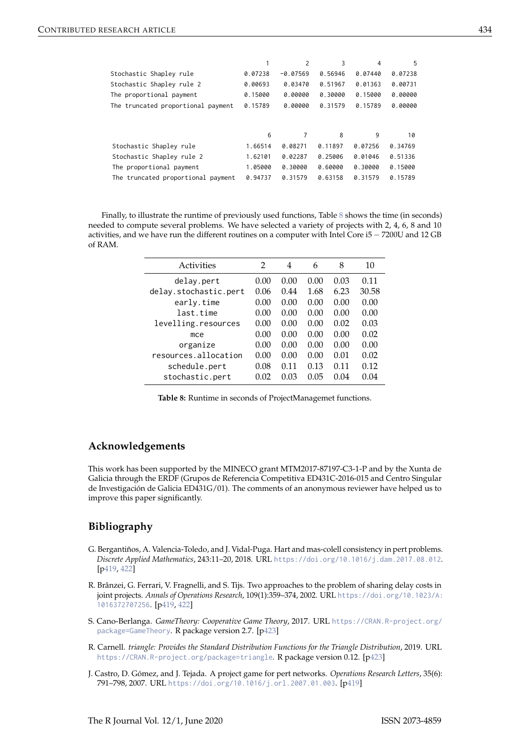```
                                        1         2        3        4        5
Stochastic Shapley rule           0.07238  -0.07569  0.56946  0.07440  0.07238
Stochastic Shapley rule 2         0.00693   0.03470  0.51967  0.01363  0.00731
The proportional payment          0.15000   0.00000  0.30000  0.15000  0.00000
The truncated proportional payment 0.15789  0.00000  0.31579  0.15789  0.00000


                                        6         7        8        9       10
Stochastic Shapley rule           1.66514   0.08271  0.11897  0.07256  0.34769
Stochastic Shapley rule 2         1.62101   0.02287  0.25006  0.01046  0.51336
The proportional payment          1.05000   0.30000  0.60000  0.30000  0.15000
The truncated proportional payment 0.94737  0.31579  0.63158  0.31579  0.15789
```

Finally, to illustrate the runtime of previously used functions, Table 8 shows the time (in seconds) needed to compute several problems. We have selected a variety of projects with 2, 4, 6, 8 and 10 activities, and we have run the different routines on a computer with Intel Core i5 − 7200U and 12 GB of RAM.

| Activities | 2 | 4 | 6 | 8 | 10 |
|---|---|---|---|---|---|
| delay.pert | 0.00 | 0.00 | 0.00 | 0.03 | 0.11 |
| delay.stochastic.pert | 0.06 | 0.44 | 1.68 | 6.23 | 30.58 |
| early.time | 0.00 | 0.00 | 0.00 | 0.00 | 0.00 |
| last.time | 0.00 | 0.00 | 0.00 | 0.00 | 0.00 |
| levelling.resources | 0.00 | 0.00 | 0.00 | 0.02 | 0.03 |
| mce | 0.00 | 0.00 | 0.00 | 0.00 | 0.02 |
| organize | 0.00 | 0.00 | 0.00 | 0.00 | 0.00 |
| resources.allocation | 0.00 | 0.00 | 0.00 | 0.01 | 0.02 |
| schedule.pert | 0.08 | 0.11 | 0.13 | 0.11 | 0.12 |
| stochastic.pert | 0.02 | 0.03 | 0.05 | 0.04 | 0.04 |

**Table 8:** Runtime in seconds of ProjectManagemet functions.

## Acknowledgements

This work has been supported by the MINECO grant MTM2017-87197-C3-1-P and by the Xunta de Galicia through the ERDF (Grupos de Referencia Competitiva ED431C-2016-015 and Centro Singular de Investigación de Galicia ED431G/01). The comments of an anonymous reviewer have helped us to improve this paper significantly.

## Bibliography

G. Bergantiños, A. Valencia-Toledo, and J. Vidal-Puga. Hart and mas-colell consistency in pert problems. *Discrete Applied Mathematics*, 243:11–20, 2018. URL https://doi.org/10.1016/j.dam.2017.08.012. [p419, 422]

R. Brânzei, G. Ferrari, V. Fragnelli, and S. Tijs. Two approaches to the problem of sharing delay costs in joint projects. *Annals of Operations Research*, 109(1):359–374, 2002. URL https://doi.org/10.1023/A:1016372707256. [p419, 422]

S. Cano-Berlanga. *GameTheory: Cooperative Game Theory*, 2017. URL https://CRAN.R-project.org/package=GameTheory. R package version 2.7. [p423]

R. Carnell. *triangle: Provides the Standard Distribution Functions for the Triangle Distribution*, 2019. URL https://CRAN.R-project.org/package=triangle. R package version 0.12. [p423]

J. Castro, D. Gómez, and J. Tejada. A project game for pert networks. *Operations Research Letters*, 35(6): 791–798, 2007. URL https://doi.org/10.1016/j.orl.2007.01.003. [p419]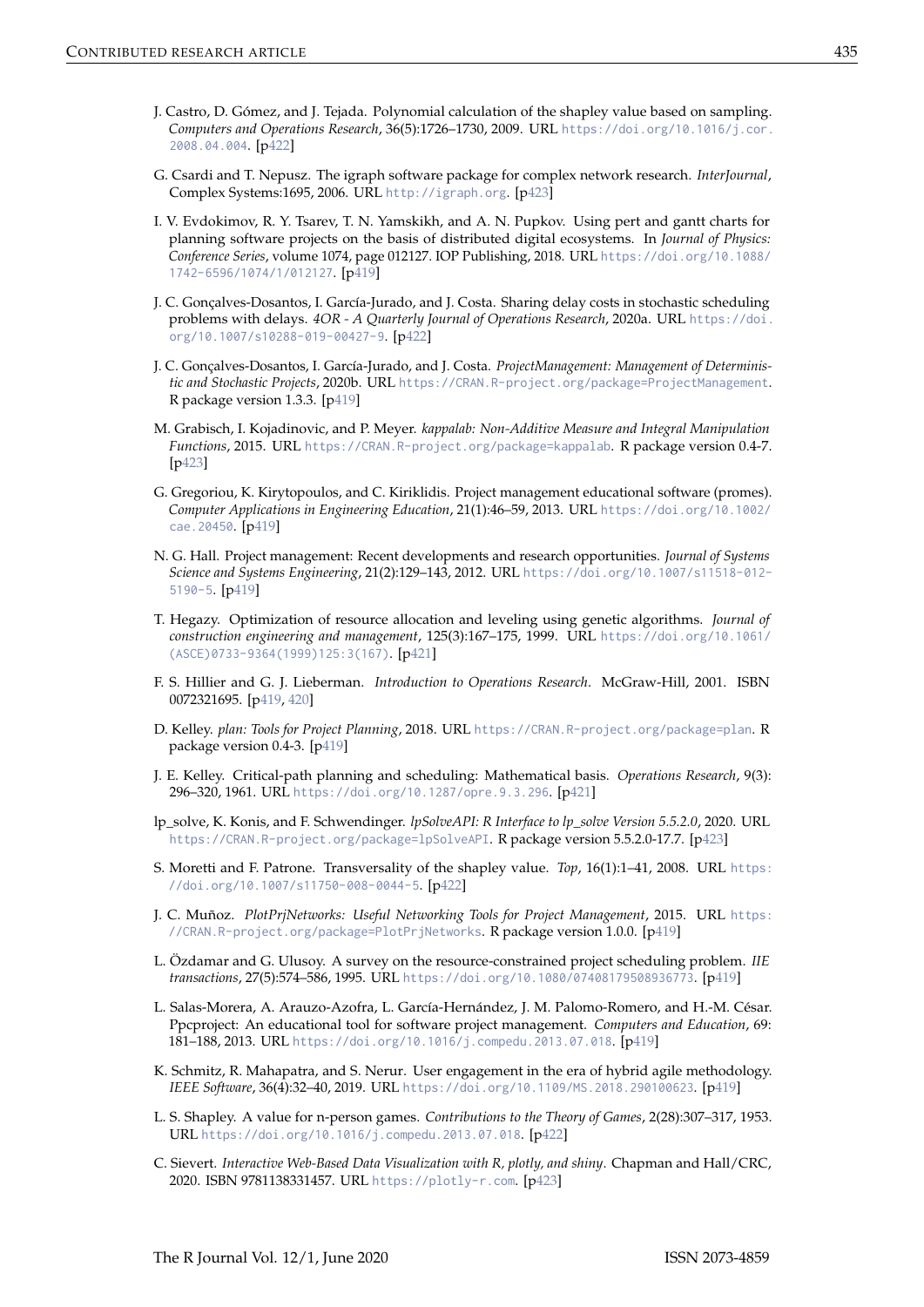J. Castro, D. Gómez, and J. Tejada. Polynomial calculation of the shapley value based on sampling. *Computers and Operations Research*, 36(5):1726–1730, 2009. URL https://doi.org/10.1016/j.cor.2008.04.004. [p422]

G. Csardi and T. Nepusz. The igraph software package for complex network research. *InterJournal*, Complex Systems:1695, 2006. URL http://igraph.org. [p423]

I. V. Evdokimov, R. Y. Tsarev, T. N. Yamskikh, and A. N. Pupkov. Using pert and gantt charts for planning software projects on the basis of distributed digital ecosystems. In *Journal of Physics: Conference Series*, volume 1074, page 012127. IOP Publishing, 2018. URL https://doi.org/10.1088/1742-6596/1074/1/012127. [p419]

J. C. Gonçalves-Dosantos, I. García-Jurado, and J. Costa. Sharing delay costs in stochastic scheduling problems with delays. *4OR - A Quarterly Journal of Operations Research*, 2020a. URL https://doi.org/10.1007/s10288-019-00427-9. [p422]

J. C. Gonçalves-Dosantos, I. García-Jurado, and J. Costa. *ProjectManagement: Management of Deterministic and Stochastic Projects*, 2020b. URL https://CRAN.R-project.org/package=ProjectManagement. R package version 1.3.3. [p419]

M. Grabisch, I. Kojadinovic, and P. Meyer. *kappalab: Non-Additive Measure and Integral Manipulation Functions*, 2015. URL https://CRAN.R-project.org/package=kappalab. R package version 0.4-7. [p423]

G. Gregoriou, K. Kirytopoulos, and C. Kiriklidis. Project management educational software (promes). *Computer Applications in Engineering Education*, 21(1):46–59, 2013. URL https://doi.org/10.1002/cae.20450. [p419]

N. G. Hall. Project management: Recent developments and research opportunities. *Journal of Systems Science and Systems Engineering*, 21(2):129–143, 2012. URL https://doi.org/10.1007/s11518-012-5190-5. [p419]

T. Hegazy. Optimization of resource allocation and leveling using genetic algorithms. *Journal of construction engineering and management*, 125(3):167–175, 1999. URL https://doi.org/10.1061/(ASCE)0733-9364(1999)125:3(167). [p421]

F. S. Hillier and G. J. Lieberman. *Introduction to Operations Research*. McGraw-Hill, 2001. ISBN 0072321695. [p419, 420]

D. Kelley. *plan: Tools for Project Planning*, 2018. URL https://CRAN.R-project.org/package=plan. R package version 0.4-3. [p419]

J. E. Kelley. Critical-path planning and scheduling: Mathematical basis. *Operations Research*, 9(3):296–320, 1961. URL https://doi.org/10.1287/opre.9.3.296. [p421]

lp_solve, K. Konis, and F. Schwendinger. *lpSolveAPI: R Interface to lp_solve Version 5.5.2.0*, 2020. URL https://CRAN.R-project.org/package=lpSolveAPI. R package version 5.5.2.0-17.7. [p423]

S. Moretti and F. Patrone. Transversality of the shapley value. *Top*, 16(1):1–41, 2008. URL https://doi.org/10.1007/s11750-008-0044-5. [p422]

J. C. Muñoz. *PlotPrjNetworks: Useful Networking Tools for Project Management*, 2015. URL https://CRAN.R-project.org/package=PlotPrjNetworks. R package version 1.0.0. [p419]

L. Özdamar and G. Ulusoy. A survey on the resource-constrained project scheduling problem. *IIE transactions*, 27(5):574–586, 1995. URL https://doi.org/10.1080/07408179508936773. [p419]

L. Salas-Morera, A. Arauzo-Azofra, L. García-Hernández, J. M. Palomo-Romero, and H.-M. César. Ppcproject: An educational tool for software project management. *Computers and Education*, 69:181–188, 2013. URL https://doi.org/10.1016/j.compedu.2013.07.018. [p419]

K. Schmitz, R. Mahapatra, and S. Nerur. User engagement in the era of hybrid agile methodology. *IEEE Software*, 36(4):32–40, 2019. URL https://doi.org/10.1109/MS.2018.290100623. [p419]

L. S. Shapley. A value for n-person games. *Contributions to the Theory of Games*, 2(28):307–317, 1953. URL https://doi.org/10.1016/j.compedu.2013.07.018. [p422]

C. Sievert. *Interactive Web-Based Data Visualization with R, plotly, and shiny*. Chapman and Hall/CRC, 2020. ISBN 9781138331457. URL https://plotly-r.com. [p423]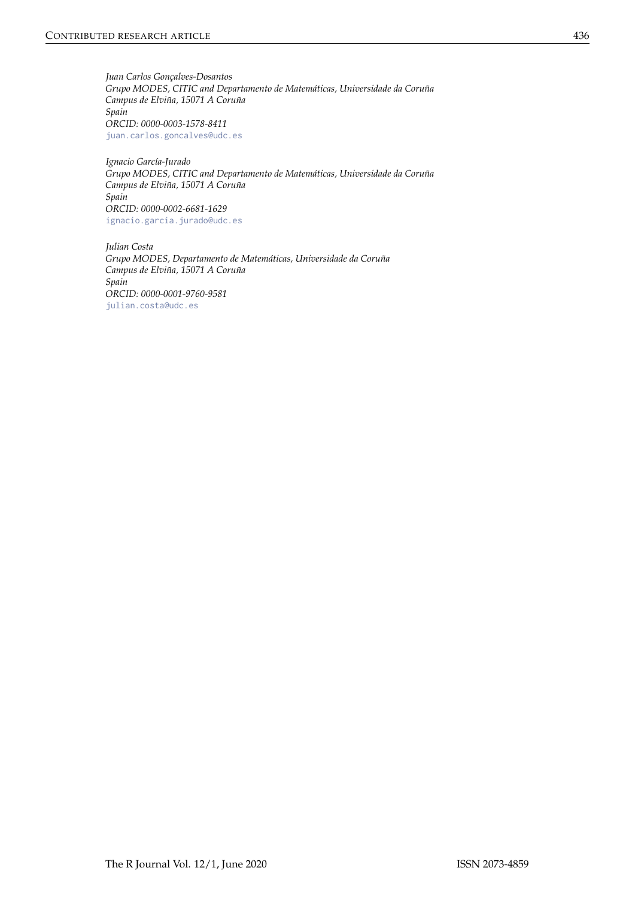*Juan Carlos Gonçalves-Dosantos*
*Grupo MODES, CITIC and Departamento de Matemáticas, Universidade da Coruña*
*Campus de Elviña, 15071 A Coruña*
*Spain*
*ORCID: 0000-0003-1578-8411*
juan.carlos.goncalves@udc.es

*Ignacio García-Jurado*
*Grupo MODES, CITIC and Departamento de Matemáticas, Universidade da Coruña*
*Campus de Elviña, 15071 A Coruña*
*Spain*
*ORCID: 0000-0002-6681-1629*
ignacio.garcia.jurado@udc.es

*Julian Costa*
*Grupo MODES, Departamento de Matemáticas, Universidade da Coruña*
*Campus de Elviña, 15071 A Coruña*
*Spain*
*ORCID: 0000-0001-9760-9581*
julian.costa@udc.es